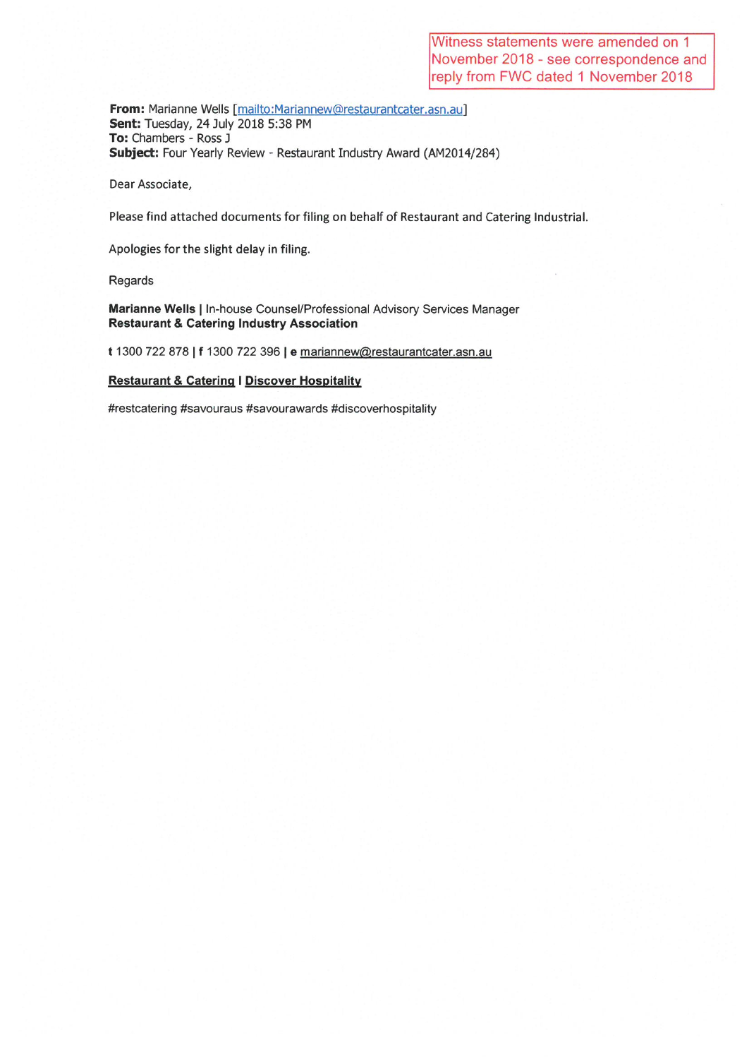Witness statements were amended on 1 November 2018 - see correspondence and reply from FWC dated 1 November 2018

**From:** Marianne Wells [mailto:Mariannew@restaurantcater.asn.au]
**Sent:** Tuesday, 24 July 2018 5:38 PM
**To:** Chambers - Ross J
**Subject:** Four Yearly Review - Restaurant Industry Award (AM2014/284)

Dear Associate,

Please find attached documents for filing on behalf of Restaurant and Catering Industrial.

Apologies for the slight delay in filing.

Regards

**Marianne Wells |** In-house Counsel/Professional Advisory Services Manager
**Restaurant & Catering Industry Association**

**t** 1300 722 878 **| f** 1300 722 396 **| e** mariannew@restaurantcater.asn.au

**Restaurant & Catering | Discover Hospitality**

#restcatering #savouraus #savourawards #discoverhospitality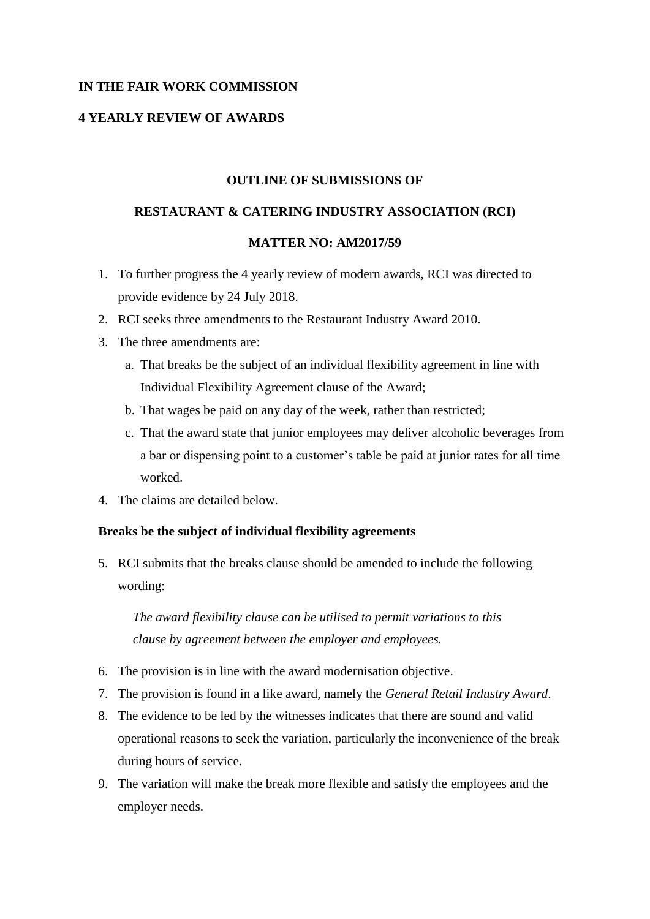**IN THE FAIR WORK COMMISSION**

**4 YEARLY REVIEW OF AWARDS**

**OUTLINE OF SUBMISSIONS OF**

**RESTAURANT & CATERING INDUSTRY ASSOCIATION (RCI)**

**MATTER NO: AM2017/59**

1. To further progress the 4 yearly review of modern awards, RCI was directed to provide evidence by 24 July 2018.
2. RCI seeks three amendments to the Restaurant Industry Award 2010.
3. The three amendments are:
   a. That breaks be the subject of an individual flexibility agreement in line with Individual Flexibility Agreement clause of the Award;
   b. That wages be paid on any day of the week, rather than restricted;
   c. That the award state that junior employees may deliver alcoholic beverages from a bar or dispensing point to a customer's table be paid at junior rates for all time worked.
4. The claims are detailed below.

**Breaks be the subject of individual flexibility agreements**

5. RCI submits that the breaks clause should be amended to include the following wording:

   *The award flexibility clause can be utilised to permit variations to this clause by agreement between the employer and employees.*

6. The provision is in line with the award modernisation objective.
7. The provision is found in a like award, namely the *General Retail Industry Award*.
8. The evidence to be led by the witnesses indicates that there are sound and valid operational reasons to seek the variation, particularly the inconvenience of the break during hours of service.
9. The variation will make the break more flexible and satisfy the employees and the employer needs.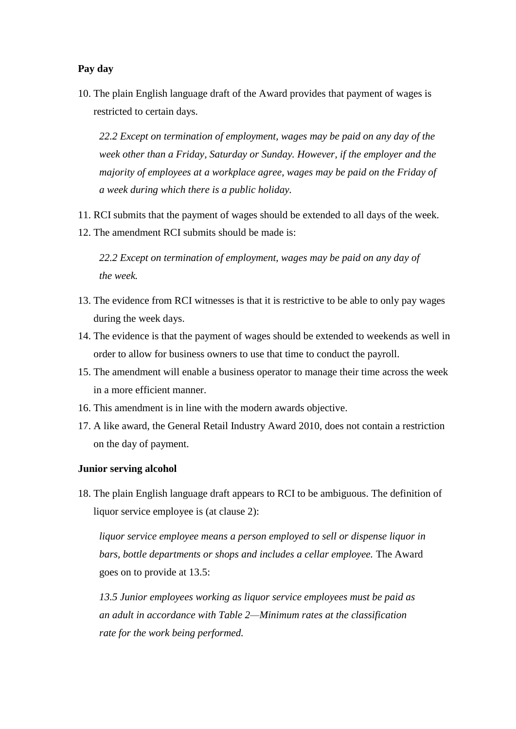**Pay day**

10. The plain English language draft of the Award provides that payment of wages is restricted to certain days.

> *22.2 Except on termination of employment, wages may be paid on any day of the week other than a Friday, Saturday or Sunday. However, if the employer and the majority of employees at a workplace agree, wages may be paid on the Friday of a week during which there is a public holiday.*

11. RCI submits that the payment of wages should be extended to all days of the week.
12. The amendment RCI submits should be made is:

> *22.2 Except on termination of employment, wages may be paid on any day of the week.*

13. The evidence from RCI witnesses is that it is restrictive to be able to only pay wages during the week days.
14. The evidence is that the payment of wages should be extended to weekends as well in order to allow for business owners to use that time to conduct the payroll.
15. The amendment will enable a business operator to manage their time across the week in a more efficient manner.
16. This amendment is in line with the modern awards objective.
17. A like award, the General Retail Industry Award 2010, does not contain a restriction on the day of payment.

**Junior serving alcohol**

18. The plain English language draft appears to RCI to be ambiguous. The definition of liquor service employee is (at clause 2):

> *liquor service employee means a person employed to sell or dispense liquor in bars, bottle departments or shops and includes a cellar employee.* The Award goes on to provide at 13.5:
>
> *13.5 Junior employees working as liquor service employees must be paid as an adult in accordance with Table 2—Minimum rates at the classification rate for the work being performed.*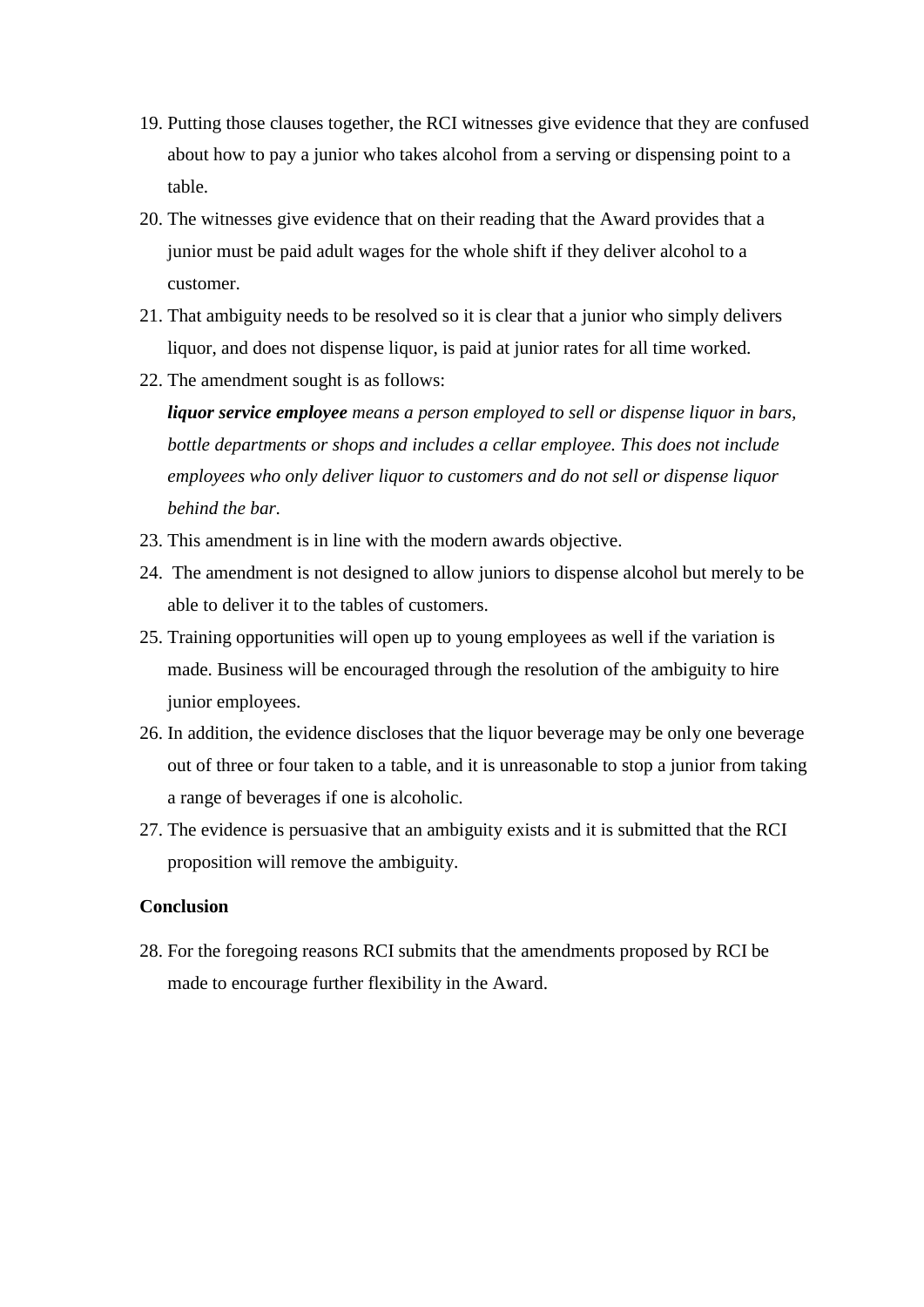19. Putting those clauses together, the RCI witnesses give evidence that they are confused about how to pay a junior who takes alcohol from a serving or dispensing point to a table.
20. The witnesses give evidence that on their reading that the Award provides that a junior must be paid adult wages for the whole shift if they deliver alcohol to a customer.
21. That ambiguity needs to be resolved so it is clear that a junior who simply delivers liquor, and does not dispense liquor, is paid at junior rates for all time worked.
22. The amendment sought is as follows:

    ***liquor service employee*** *means a person employed to sell or dispense liquor in bars, bottle departments or shops and includes a cellar employee. This does not include employees who only deliver liquor to customers and do not sell or dispense liquor behind the bar.*
23. This amendment is in line with the modern awards objective.
24. The amendment is not designed to allow juniors to dispense alcohol but merely to be able to deliver it to the tables of customers.
25. Training opportunities will open up to young employees as well if the variation is made. Business will be encouraged through the resolution of the ambiguity to hire junior employees.
26. In addition, the evidence discloses that the liquor beverage may be only one beverage out of three or four taken to a table, and it is unreasonable to stop a junior from taking a range of beverages if one is alcoholic.
27. The evidence is persuasive that an ambiguity exists and it is submitted that the RCI proposition will remove the ambiguity.

**Conclusion**

28. For the foregoing reasons RCI submits that the amendments proposed by RCI be made to encourage further flexibility in the Award.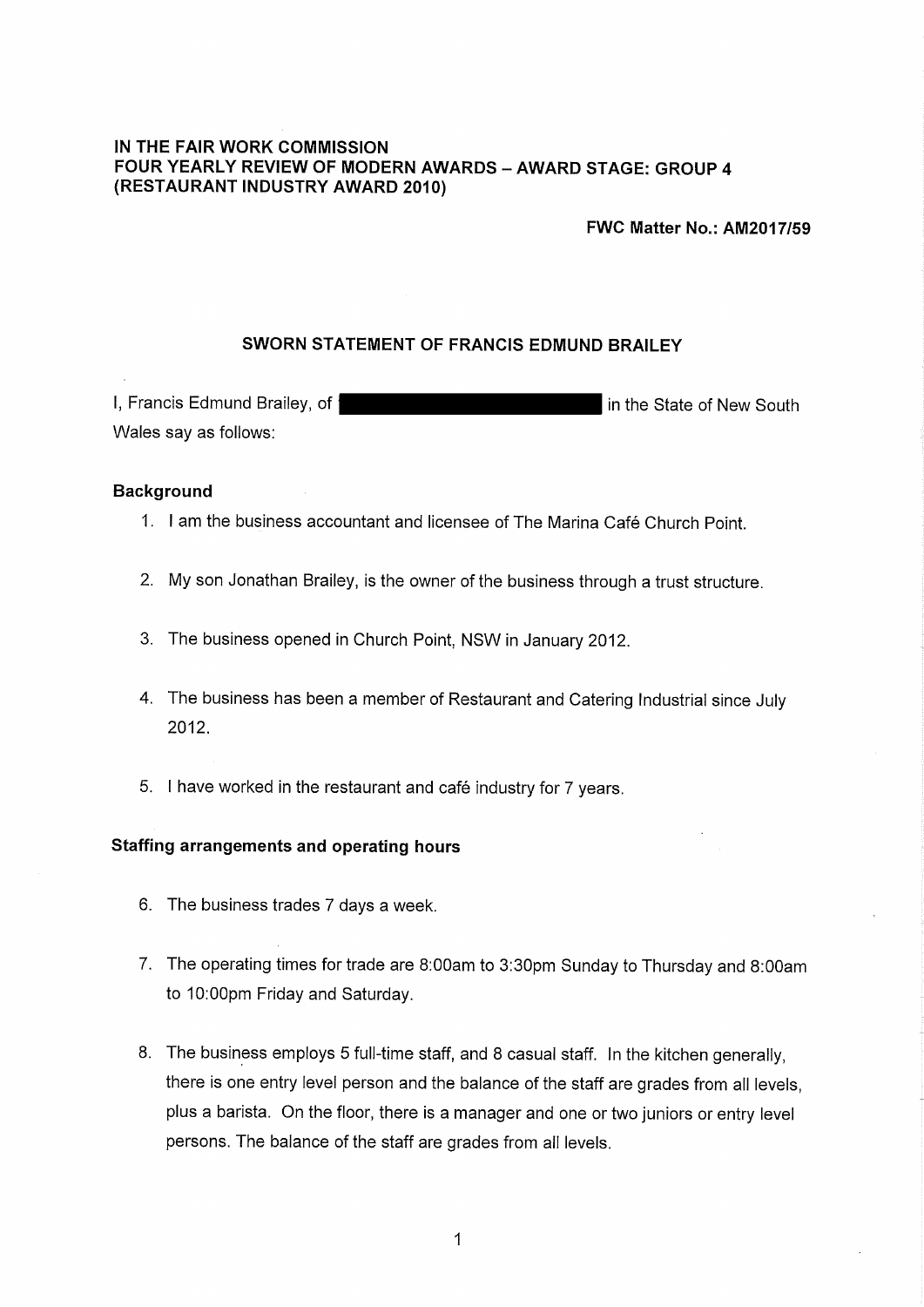**IN THE FAIR WORK COMMISSION**
**FOUR YEARLY REVIEW OF MODERN AWARDS – AWARD STAGE: GROUP 4 (RESTAURANT INDUSTRY AWARD 2010)**

**FWC Matter No.: AM2017/59**

## SWORN STATEMENT OF FRANCIS EDMUND BRAILEY

I, Francis Edmund Brailey, of ██████████ in the State of New South Wales say as follows:

### Background

1. I am the business accountant and licensee of The Marina Café Church Point.

2. My son Jonathan Brailey, is the owner of the business through a trust structure.

3. The business opened in Church Point, NSW in January 2012.

4. The business has been a member of Restaurant and Catering Industrial since July 2012.

5. I have worked in the restaurant and café industry for 7 years.

### Staffing arrangements and operating hours

6. The business trades 7 days a week.

7. The operating times for trade are 8:00am to 3:30pm Sunday to Thursday and 8:00am to 10:00pm Friday and Saturday.

8. The business employs 5 full-time staff, and 8 casual staff. In the kitchen generally, there is one entry level person and the balance of the staff are grades from all levels, plus a barista. On the floor, there is a manager and one or two juniors or entry level persons. The balance of the staff are grades from all levels.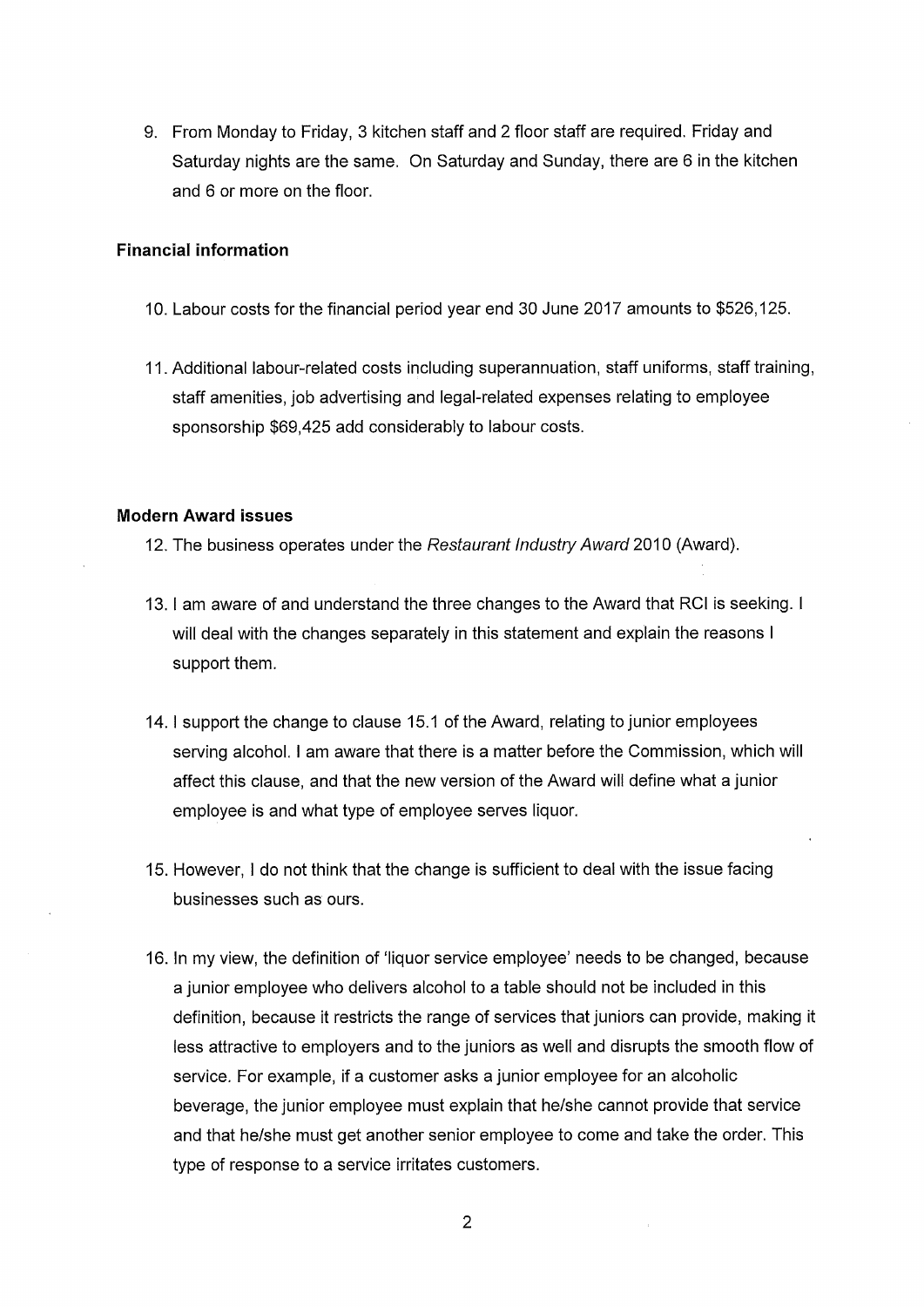9. From Monday to Friday, 3 kitchen staff and 2 floor staff are required. Friday and Saturday nights are the same. On Saturday and Sunday, there are 6 in the kitchen and 6 or more on the floor.

**Financial information**

10. Labour costs for the financial period year end 30 June 2017 amounts to $526,125.

11. Additional labour-related costs including superannuation, staff uniforms, staff training, staff amenities, job advertising and legal-related expenses relating to employee sponsorship $69,425 add considerably to labour costs.

**Modern Award issues**

12. The business operates under the *Restaurant Industry Award* 2010 (Award).

13. I am aware of and understand the three changes to the Award that RCI is seeking. I will deal with the changes separately in this statement and explain the reasons I support them.

14. I support the change to clause 15.1 of the Award, relating to junior employees serving alcohol. I am aware that there is a matter before the Commission, which will affect this clause, and that the new version of the Award will define what a junior employee is and what type of employee serves liquor.

15. However, I do not think that the change is sufficient to deal with the issue facing businesses such as ours.

16. In my view, the definition of 'liquor service employee' needs to be changed, because a junior employee who delivers alcohol to a table should not be included in this definition, because it restricts the range of services that juniors can provide, making it less attractive to employers and to the juniors as well and disrupts the smooth flow of service. For example, if a customer asks a junior employee for an alcoholic beverage, the junior employee must explain that he/she cannot provide that service and that he/she must get another senior employee to come and take the order. This type of response to a service irritates customers.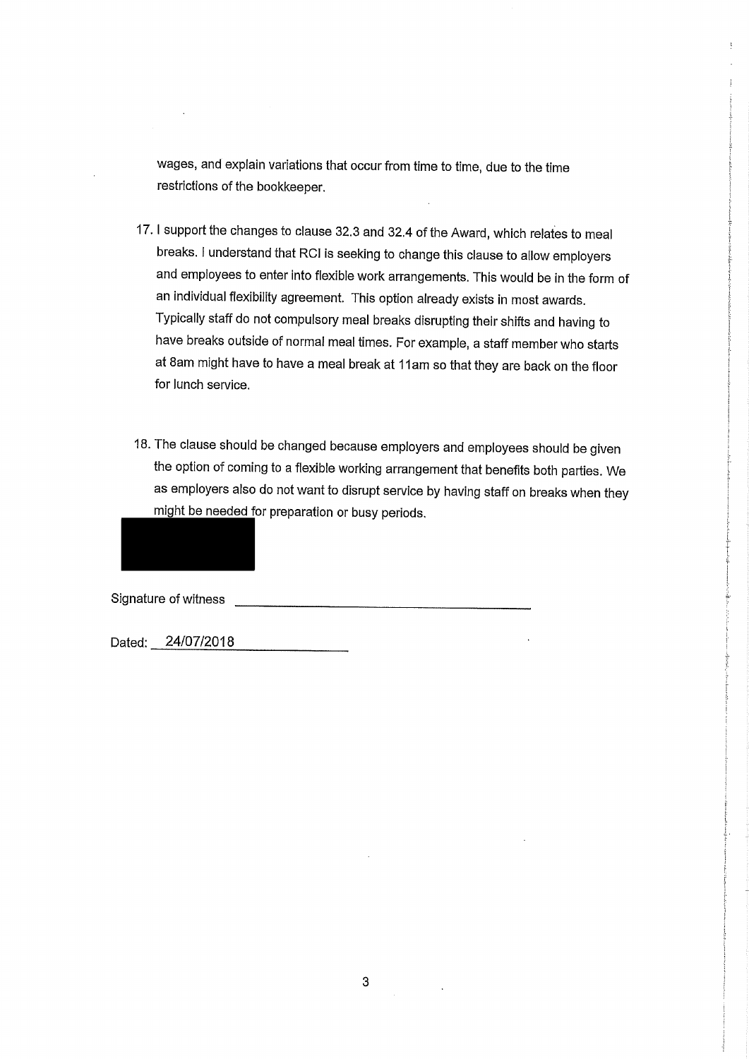wages, and explain variations that occur from time to time, due to the time restrictions of the bookkeeper.

17. I support the changes to clause 32.3 and 32.4 of the Award, which relates to meal breaks. I understand that RCI is seeking to change this clause to allow employers and employees to enter into flexible work arrangements. This would be in the form of an individual flexibility agreement. This option already exists in most awards. Typically staff do not compulsory meal breaks disrupting their shifts and having to have breaks outside of normal meal times. For example, a staff member who starts at 8am might have to have a meal break at 11am so that they are back on the floor for lunch service.

18. The clause should be changed because employers and employees should be given the option of coming to a flexible working arrangement that benefits both parties. We as employers also do not want to disrupt service by having staff on breaks when they might be needed for preparation or busy periods.

Signature of witness \_\_\_\_\_\_\_\_\_\_\_\_\_\_\_\_\_\_\_\_\_\_\_\_\_\_\_\_\_\_

Dated: 24/07/2018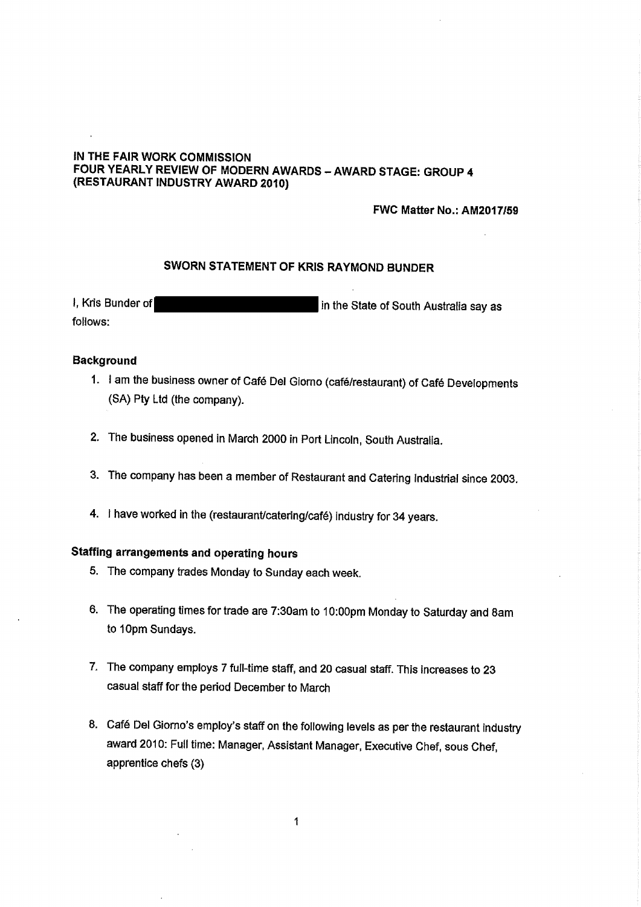**IN THE FAIR WORK COMMISSION**
**FOUR YEARLY REVIEW OF MODERN AWARDS – AWARD STAGE: GROUP 4 (RESTAURANT INDUSTRY AWARD 2010)**

**FWC Matter No.: AM2017/59**

## SWORN STATEMENT OF KRIS RAYMOND BUNDER

I, Kris Bunder of ████████████████ in the State of South Australia say as follows:

### Background

1. I am the business owner of Café Del Giorno (café/restaurant) of Café Developments (SA) Pty Ltd (the company).

2. The business opened in March 2000 in Port Lincoln, South Australia.

3. The company has been a member of Restaurant and Catering Industrial since 2003.

4. I have worked in the (restaurant/catering/café) industry for 34 years.

### Staffing arrangements and operating hours

5. The company trades Monday to Sunday each week.

6. The operating times for trade are 7:30am to 10:00pm Monday to Saturday and 8am to 10pm Sundays.

7. The company employs 7 full-time staff, and 20 casual staff. This increases to 23 casual staff for the period December to March

8. Café Del Giorno's employ's staff on the following levels as per the restaurant industry award 2010: Full time: Manager, Assistant Manager, Executive Chef, sous Chef, apprentice chefs (3)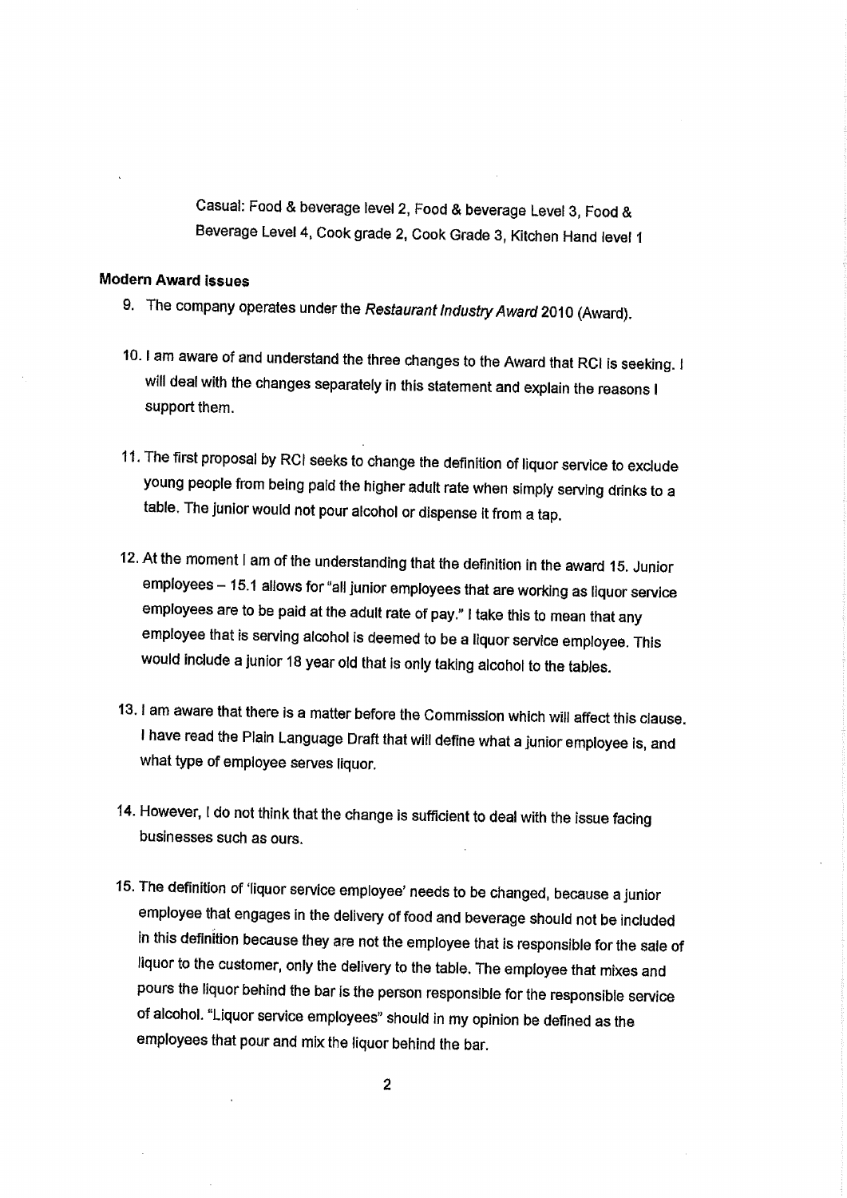Casual: Food & beverage level 2, Food & beverage Level 3, Food & Beverage Level 4, Cook grade 2, Cook Grade 3, Kitchen Hand level 1

**Modern Award issues**

9. The company operates under the *Restaurant Industry Award* 2010 (Award).

10. I am aware of and understand the three changes to the Award that RCI is seeking. I will deal with the changes separately in this statement and explain the reasons I support them.

11. The first proposal by RCI seeks to change the definition of liquor service to exclude young people from being paid the higher adult rate when simply serving drinks to a table. The junior would not pour alcohol or dispense it from a tap.

12. At the moment I am of the understanding that the definition in the award 15. Junior employees – 15.1 allows for "all junior employees that are working as liquor service employees are to be paid at the adult rate of pay." I take this to mean that any employee that is serving alcohol is deemed to be a liquor service employee. This would include a junior 18 year old that is only taking alcohol to the tables.

13. I am aware that there is a matter before the Commission which will affect this clause. I have read the Plain Language Draft that will define what a junior employee is, and what type of employee serves liquor.

14. However, I do not think that the change is sufficient to deal with the issue facing businesses such as ours.

15. The definition of 'liquor service employee' needs to be changed, because a junior employee that engages in the delivery of food and beverage should not be included in this definition because they are not the employee that is responsible for the sale of liquor to the customer, only the delivery to the table. The employee that mixes and pours the liquor behind the bar is the person responsible for the responsible service of alcohol. "Liquor service employees" should in my opinion be defined as the employees that pour and mix the liquor behind the bar.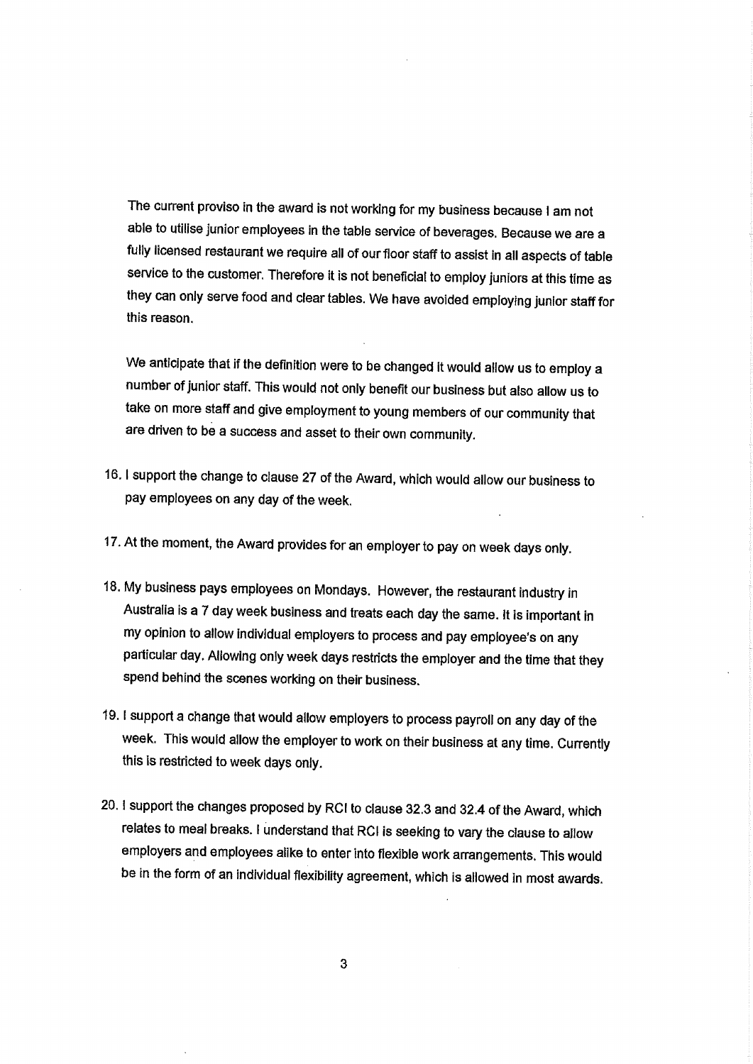The current proviso in the award is not working for my business because I am not able to utilise junior employees in the table service of beverages. Because we are a fully licensed restaurant we require all of our floor staff to assist in all aspects of table service to the customer. Therefore it is not beneficial to employ juniors at this time as they can only serve food and clear tables. We have avoided employing junior staff for this reason.

We anticipate that if the definition were to be changed it would allow us to employ a number of junior staff. This would not only benefit our business but also allow us to take on more staff and give employment to young members of our community that are driven to be a success and asset to their own community.

16. I support the change to clause 27 of the Award, which would allow our business to pay employees on any day of the week.

17. At the moment, the Award provides for an employer to pay on week days only.

18. My business pays employees on Mondays. However, the restaurant industry in Australia is a 7 day week business and treats each day the same. It is important in my opinion to allow individual employers to process and pay employee's on any particular day. Allowing only week days restricts the employer and the time that they spend behind the scenes working on their business.

19. I support a change that would allow employers to process payroll on any day of the week. This would allow the employer to work on their business at any time. Currently this is restricted to week days only.

20. I support the changes proposed by RCI to clause 32.3 and 32.4 of the Award, which relates to meal breaks. I understand that RCI is seeking to vary the clause to allow employers and employees alike to enter into flexible work arrangements. This would be in the form of an individual flexibility agreement, which is allowed in most awards.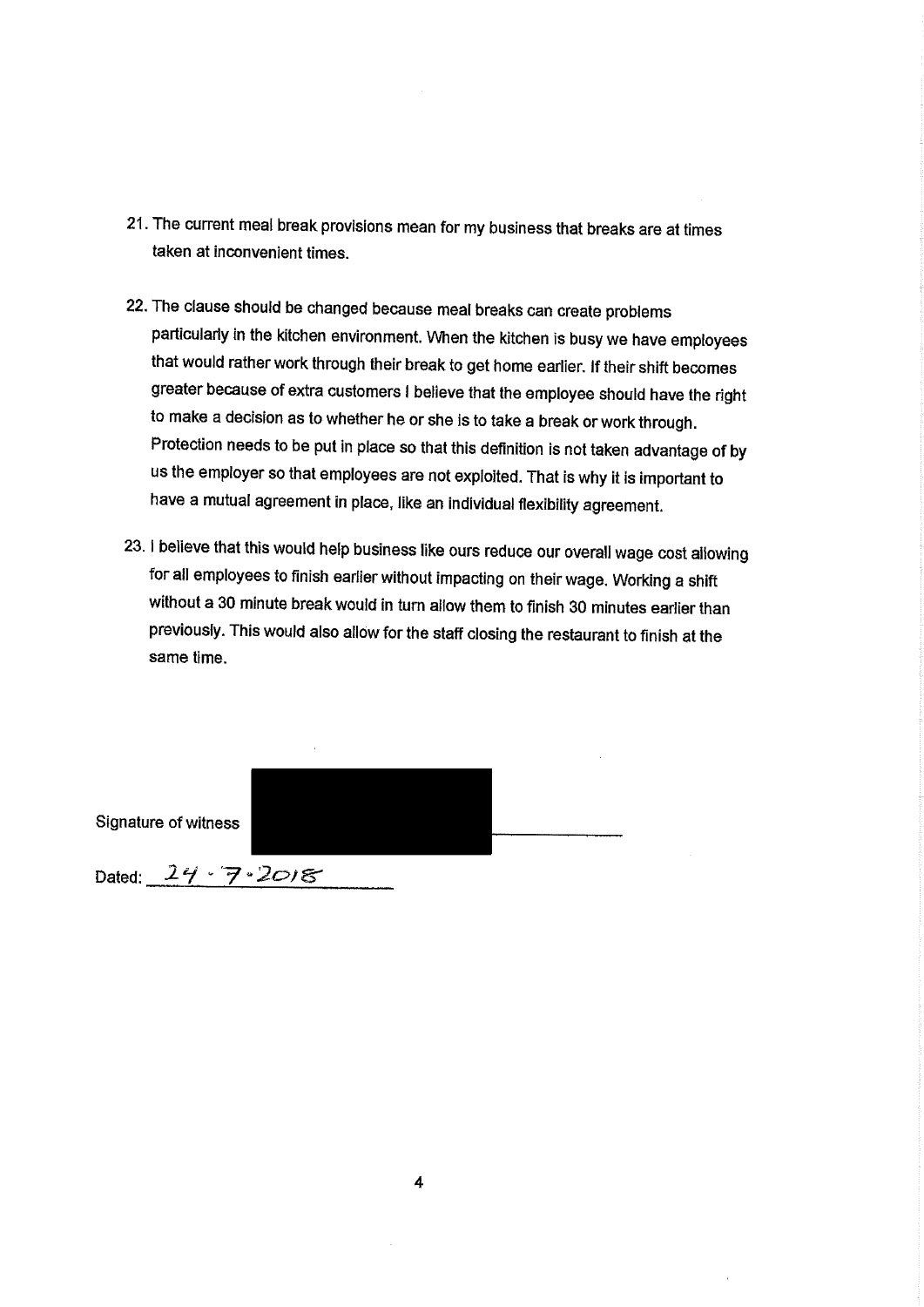21. The current meal break provisions mean for my business that breaks are at times taken at inconvenient times.

22. The clause should be changed because meal breaks can create problems particularly in the kitchen environment. When the kitchen is busy we have employees that would rather work through their break to get home earlier. If their shift becomes greater because of extra customers I believe that the employee should have the right to make a decision as to whether he or she is to take a break or work through. Protection needs to be put in place so that this definition is not taken advantage of by us the employer so that employees are not exploited. That is why it is important to have a mutual agreement in place, like an individual flexibility agreement.

23. I believe that this would help business like ours reduce our overall wage cost allowing for all employees to finish earlier without impacting on their wage. Working a shift without a 30 minute break would in turn allow them to finish 30 minutes earlier than previously. This would also allow for the staff closing the restaurant to finish at the same time.

Signature of witness ______________________

Dated: 24 · 7 · 2018